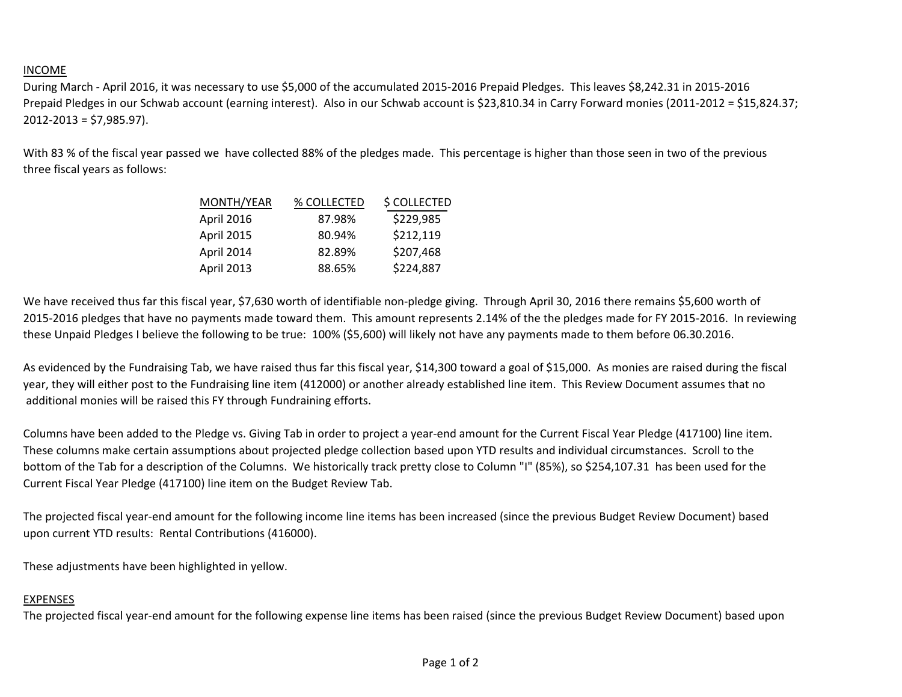INCOME

During March - April 2016, it was necessary to use $5,000 of the accumulated 2015-2016 Prepaid Pledges. This leaves $8,242.31 in 2015-2016 Prepaid Pledges in our Schwab account (earning interest). Also in our Schwab account is $23,810.34 in Carry Forward monies (2011-2012 = $15,824.37; 2012-2013 = $7,985.97).

With 83 % of the fiscal year passed we have collected 88% of the pledges made. This percentage is higher than those seen in two of the previous three fiscal years as follows:

| MONTH/YEAR | % COLLECTED | $ COLLECTED |
|---|---|---|
| April 2016 | 87.98% | $229,985 |
| April 2015 | 80.94% | $212,119 |
| April 2014 | 82.89% | $207,468 |
| April 2013 | 88.65% | $224,887 |

We have received thus far this fiscal year, $7,630 worth of identifiable non-pledge giving. Through April 30, 2016 there remains $5,600 worth of 2015-2016 pledges that have no payments made toward them. This amount represents 2.14% of the the pledges made for FY 2015-2016. In reviewing these Unpaid Pledges I believe the following to be true: 100% ($5,600) will likely not have any payments made to them before 06.30.2016.

As evidenced by the Fundraising Tab, we have raised thus far this fiscal year, $14,300 toward a goal of $15,000. As monies are raised during the fiscal year, they will either post to the Fundraising line item (412000) or another already established line item. This Review Document assumes that no additional monies will be raised this FY through Fundraining efforts.

Columns have been added to the Pledge vs. Giving Tab in order to project a year-end amount for the Current Fiscal Year Pledge (417100) line item. These columns make certain assumptions about projected pledge collection based upon YTD results and individual circumstances. Scroll to the bottom of the Tab for a description of the Columns. We historically track pretty close to Column "I" (85%), so $254,107.31 has been used for the Current Fiscal Year Pledge (417100) line item on the Budget Review Tab.

The projected fiscal year-end amount for the following income line items has been increased (since the previous Budget Review Document) based upon current YTD results: Rental Contributions (416000).

These adjustments have been highlighted in yellow.

EXPENSES

The projected fiscal year-end amount for the following expense line items has been raised (since the previous Budget Review Document) based upon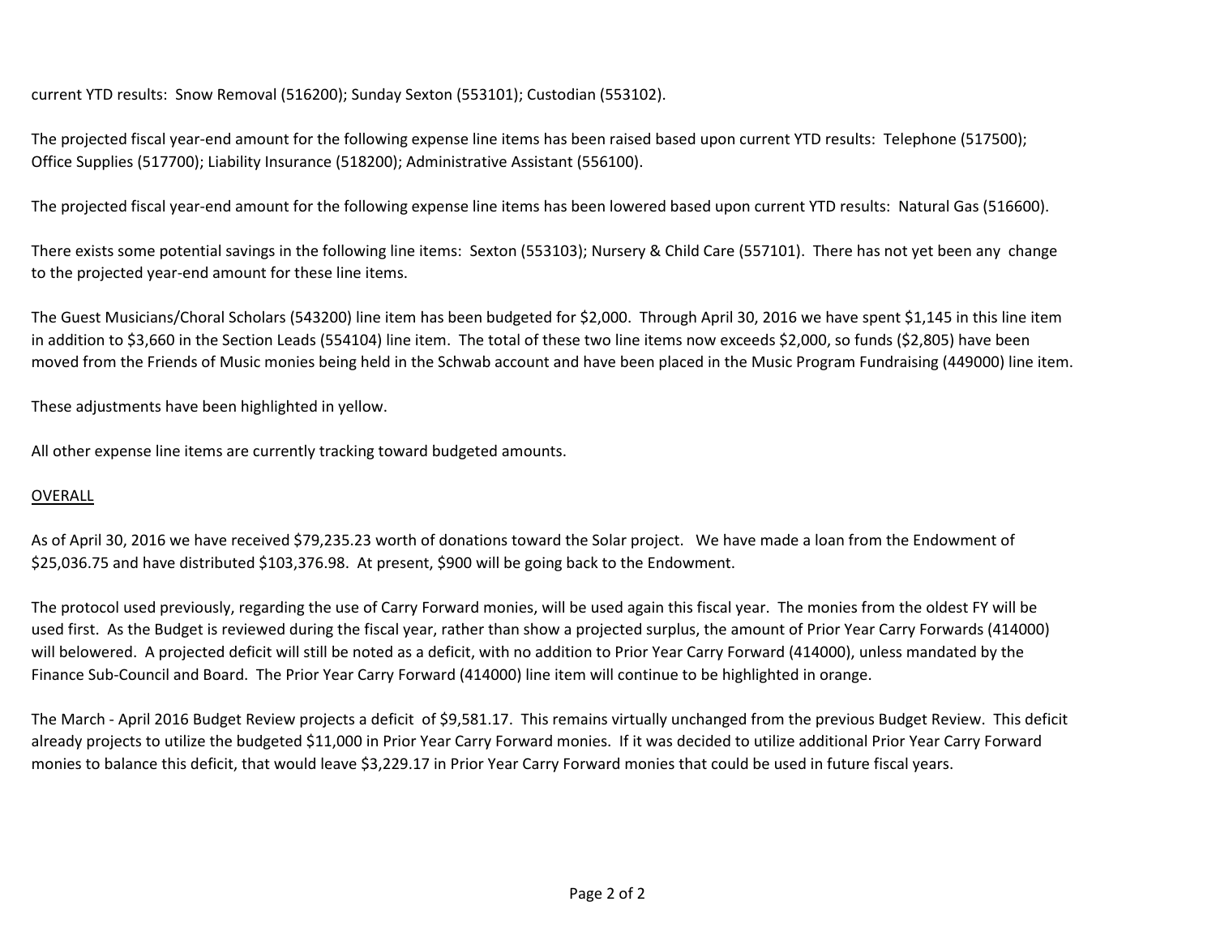current YTD results:  Snow Removal (516200); Sunday Sexton (553101); Custodian (553102).

The projected fiscal year-end amount for the following expense line items has been raised based upon current YTD results:  Telephone (517500); Office Supplies (517700); Liability Insurance (518200); Administrative Assistant (556100).

The projected fiscal year-end amount for the following expense line items has been lowered based upon current YTD results:  Natural Gas (516600).

There exists some potential savings in the following line items:  Sexton (553103); Nursery & Child Care (557101).  There has not yet been any  change to the projected year-end amount for these line items.

The Guest Musicians/Choral Scholars (543200) line item has been budgeted for $2,000.  Through April 30, 2016 we have spent $1,145 in this line item in addition to $3,660 in the Section Leads (554104) line item.  The total of these two line items now exceeds $2,000, so funds ($2,805) have been moved from the Friends of Music monies being held in the Schwab account and have been placed in the Music Program Fundraising (449000) line item.

These adjustments have been highlighted in yellow.

All other expense line items are currently tracking toward budgeted amounts.

OVERALL

As of April 30, 2016 we have received $79,235.23 worth of donations toward the Solar project.   We have made a loan from the Endowment of $25,036.75 and have distributed $103,376.98.  At present, $900 will be going back to the Endowment.

The protocol used previously, regarding the use of Carry Forward monies, will be used again this fiscal year.  The monies from the oldest FY will be used first.  As the Budget is reviewed during the fiscal year, rather than show a projected surplus, the amount of Prior Year Carry Forwards (414000) will belowered.  A projected deficit will still be noted as a deficit, with no addition to Prior Year Carry Forward (414000), unless mandated by the Finance Sub-Council and Board.  The Prior Year Carry Forward (414000) line item will continue to be highlighted in orange.

The March - April 2016 Budget Review projects a deficit  of $9,581.17.  This remains virtually unchanged from the previous Budget Review.  This deficit already projects to utilize the budgeted $11,000 in Prior Year Carry Forward monies.  If it was decided to utilize additional Prior Year Carry Forward monies to balance this deficit, that would leave $3,229.17 in Prior Year Carry Forward monies that could be used in future fiscal years.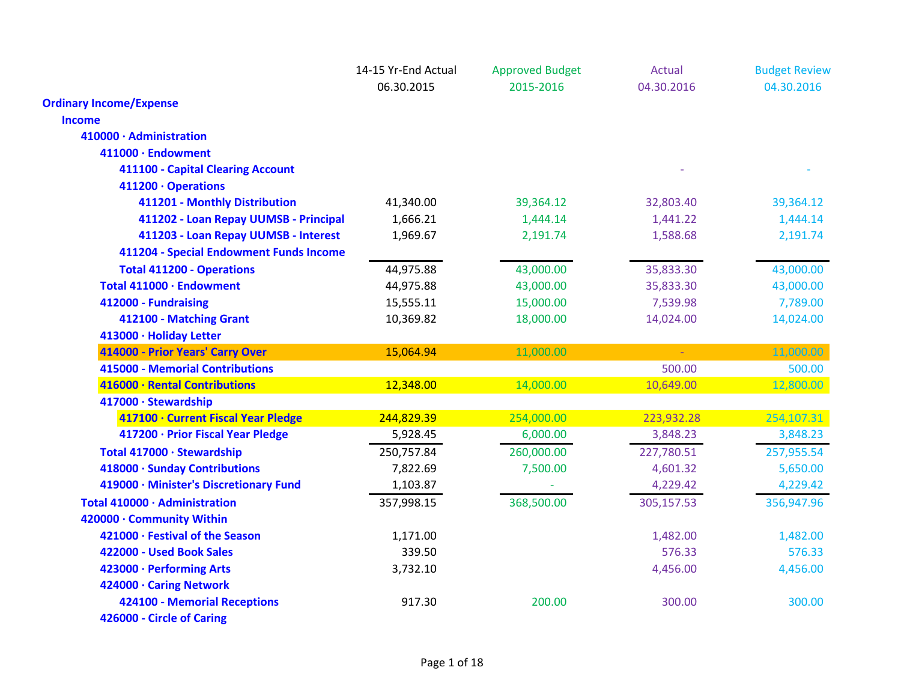| | 14-15 Yr-End Actual 06.30.2015 | Approved Budget 2015-2016 | Actual 04.30.2016 | Budget Review 04.30.2016 |
|---|---|---|---|---|
| **Ordinary Income/Expense** | | | | |
| **Income** | | | | |
| **410000 · Administration** | | | | |
| **411000 · Endowment** | | | | |
| **411100 - Capital Clearing Account** | | | - | - |
| **411200 · Operations** | | | | |
| **411201 - Monthly Distribution** | 41,340.00 | 39,364.12 | 32,803.40 | 39,364.12 |
| **411202 - Loan Repay UUMSB - Principal** | 1,666.21 | 1,444.14 | 1,441.22 | 1,444.14 |
| **411203 - Loan Repay UUMSB - Interest** | 1,969.67 | 2,191.74 | 1,588.68 | 2,191.74 |
| **411204 - Special Endowment Funds Income** | | | | |
| **Total 411200 - Operations** | 44,975.88 | 43,000.00 | 35,833.30 | 43,000.00 |
| **Total 411000 · Endowment** | 44,975.88 | 43,000.00 | 35,833.30 | 43,000.00 |
| **412000 - Fundraising** | 15,555.11 | 15,000.00 | 7,539.98 | 7,789.00 |
| **412100 - Matching Grant** | 10,369.82 | 18,000.00 | 14,024.00 | 14,024.00 |
| **413000 · Holiday Letter** | | | | |
| **414000 - Prior Years' Carry Over** | 15,064.94 | 11,000.00 | - | 11,000.00 |
| **415000 - Memorial Contributions** | | | 500.00 | 500.00 |
| **416000 · Rental Contributions** | 12,348.00 | 14,000.00 | 10,649.00 | 12,800.00 |
| **417000 · Stewardship** | | | | |
| **417100 · Current Fiscal Year Pledge** | 244,829.39 | 254,000.00 | 223,932.28 | 254,107.31 |
| **417200 · Prior Fiscal Year Pledge** | 5,928.45 | 6,000.00 | 3,848.23 | 3,848.23 |
| **Total 417000 · Stewardship** | 250,757.84 | 260,000.00 | 227,780.51 | 257,955.54 |
| **418000 · Sunday Contributions** | 7,822.69 | 7,500.00 | 4,601.32 | 5,650.00 |
| **419000 · Minister's Discretionary Fund** | 1,103.87 | - | 4,229.42 | 4,229.42 |
| **Total 410000 · Administration** | 357,998.15 | 368,500.00 | 305,157.53 | 356,947.96 |
| **420000 · Community Within** | | | | |
| **421000 · Festival of the Season** | 1,171.00 | | 1,482.00 | 1,482.00 |
| **422000 - Used Book Sales** | 339.50 | | 576.33 | 576.33 |
| **423000 · Performing Arts** | 3,732.10 | | 4,456.00 | 4,456.00 |
| **424000 · Caring Network** | | | | |
| **424100 - Memorial Receptions** | 917.30 | 200.00 | 300.00 | 300.00 |
| **426000 - Circle of Caring** | | | | |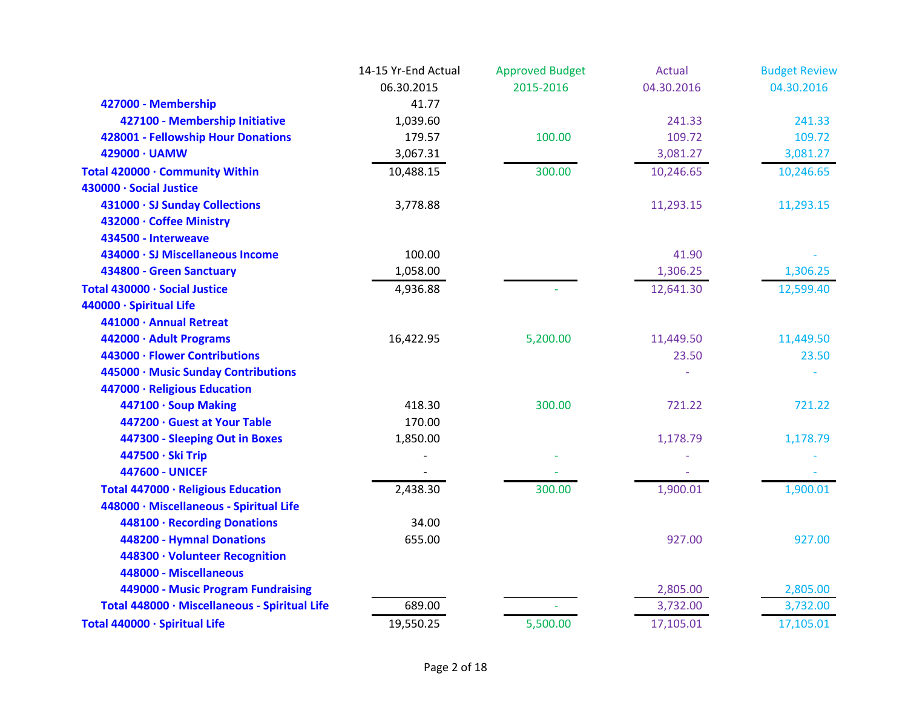| | 14-15 Yr-End Actual 06.30.2015 | Approved Budget 2015-2016 | Actual 04.30.2016 | Budget Review 04.30.2016 |
|---|---|---|---|---|
| **427000 - Membership** | 41.77 | | | |
| **427100 - Membership Initiative** | 1,039.60 | | 241.33 | 241.33 |
| **428001 - Fellowship Hour Donations** | 179.57 | 100.00 | 109.72 | 109.72 |
| **429000 · UAMW** | 3,067.31 | | 3,081.27 | 3,081.27 |
| **Total 420000 · Community Within** | 10,488.15 | 300.00 | 10,246.65 | 10,246.65 |
| **430000 · Social Justice** | | | | |
| **431000 · SJ Sunday Collections** | 3,778.88 | | 11,293.15 | 11,293.15 |
| **432000 · Coffee Ministry** | | | | |
| **434500 - Interweave** | | | | |
| **434000 · SJ Miscellaneous Income** | 100.00 | | 41.90 | - |
| **434800 - Green Sanctuary** | 1,058.00 | | 1,306.25 | 1,306.25 |
| **Total 430000 · Social Justice** | 4,936.88 | - | 12,641.30 | 12,599.40 |
| **440000 · Spiritual Life** | | | | |
| **441000 · Annual Retreat** | | | | |
| **442000 · Adult Programs** | 16,422.95 | 5,200.00 | 11,449.50 | 11,449.50 |
| **443000 · Flower Contributions** | | | 23.50 | 23.50 |
| **445000 · Music Sunday Contributions** | | | - | - |
| **447000 · Religious Education** | | | | |
| **447100 · Soup Making** | 418.30 | 300.00 | 721.22 | 721.22 |
| **447200 · Guest at Your Table** | 170.00 | | | |
| **447300 - Sleeping Out in Boxes** | 1,850.00 | | 1,178.79 | 1,178.79 |
| **447500 · Ski Trip** | - | - | - | - |
| **447600 - UNICEF** | - | - | - | - |
| **Total 447000 · Religious Education** | 2,438.30 | 300.00 | 1,900.01 | 1,900.01 |
| **448000 · Miscellaneous - Spiritual Life** | | | | |
| **448100 · Recording Donations** | 34.00 | | | |
| **448200 - Hymnal Donations** | 655.00 | | 927.00 | 927.00 |
| **448300 · Volunteer Recognition** | | | | |
| **448000 - Miscellaneous** | | | | |
| **449000 - Music Program Fundraising** | | | 2,805.00 | 2,805.00 |
| **Total 448000 · Miscellaneous - Spiritual Life** | 689.00 | - | 3,732.00 | 3,732.00 |
| **Total 440000 · Spiritual Life** | 19,550.25 | 5,500.00 | 17,105.01 | 17,105.01 |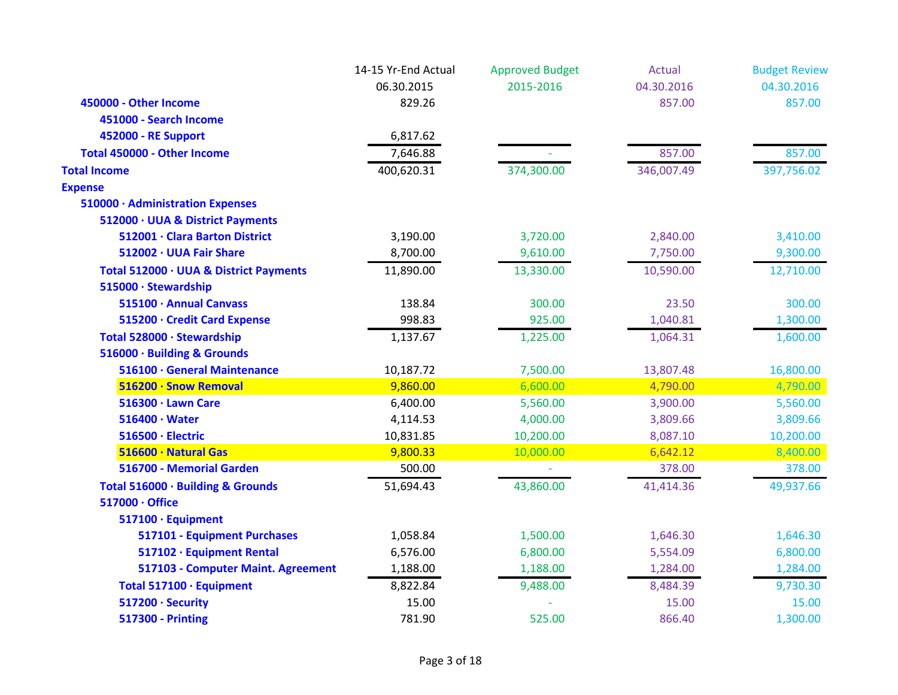| | 14-15 Yr-End Actual 06.30.2015 | Approved Budget 2015-2016 | Actual 04.30.2016 | Budget Review 04.30.2016 |
|---|---|---|---|---|
| 450000 - Other Income | 829.26 | | 857.00 | 857.00 |
| 451000 - Search Income | | | | |
| 452000 - RE Support | 6,817.62 | | | |
| Total 450000 - Other Income | 7,646.88 | - | 857.00 | 857.00 |
| Total Income | 400,620.31 | 374,300.00 | 346,007.49 | 397,756.02 |
| Expense | | | | |
| 510000 · Administration Expenses | | | | |
| 512000 · UUA & District Payments | | | | |
| 512001 · Clara Barton District | 3,190.00 | 3,720.00 | 2,840.00 | 3,410.00 |
| 512002 · UUA Fair Share | 8,700.00 | 9,610.00 | 7,750.00 | 9,300.00 |
| Total 512000 · UUA & District Payments | 11,890.00 | 13,330.00 | 10,590.00 | 12,710.00 |
| 515000 · Stewardship | | | | |
| 515100 · Annual Canvass | 138.84 | 300.00 | 23.50 | 300.00 |
| 515200 · Credit Card Expense | 998.83 | 925.00 | 1,040.81 | 1,300.00 |
| Total 528000 · Stewardship | 1,137.67 | 1,225.00 | 1,064.31 | 1,600.00 |
| 516000 · Building & Grounds | | | | |
| 516100 · General Maintenance | 10,187.72 | 7,500.00 | 13,807.48 | 16,800.00 |
| 516200 · Snow Removal | 9,860.00 | 6,600.00 | 4,790.00 | 4,790.00 |
| 516300 · Lawn Care | 6,400.00 | 5,560.00 | 3,900.00 | 5,560.00 |
| 516400 · Water | 4,114.53 | 4,000.00 | 3,809.66 | 3,809.66 |
| 516500 · Electric | 10,831.85 | 10,200.00 | 8,087.10 | 10,200.00 |
| 516600 · Natural Gas | 9,800.33 | 10,000.00 | 6,642.12 | 8,400.00 |
| 516700 - Memorial Garden | 500.00 | - | 378.00 | 378.00 |
| Total 516000 · Building & Grounds | 51,694.43 | 43,860.00 | 41,414.36 | 49,937.66 |
| 517000 · Office | | | | |
| 517100 · Equipment | | | | |
| 517101 - Equipment Purchases | 1,058.84 | 1,500.00 | 1,646.30 | 1,646.30 |
| 517102 · Equipment Rental | 6,576.00 | 6,800.00 | 5,554.09 | 6,800.00 |
| 517103 - Computer Maint. Agreement | 1,188.00 | 1,188.00 | 1,284.00 | 1,284.00 |
| Total 517100 · Equipment | 8,822.84 | 9,488.00 | 8,484.39 | 9,730.30 |
| 517200 · Security | 15.00 | - | 15.00 | 15.00 |
| 517300 - Printing | 781.90 | 525.00 | 866.40 | 1,300.00 |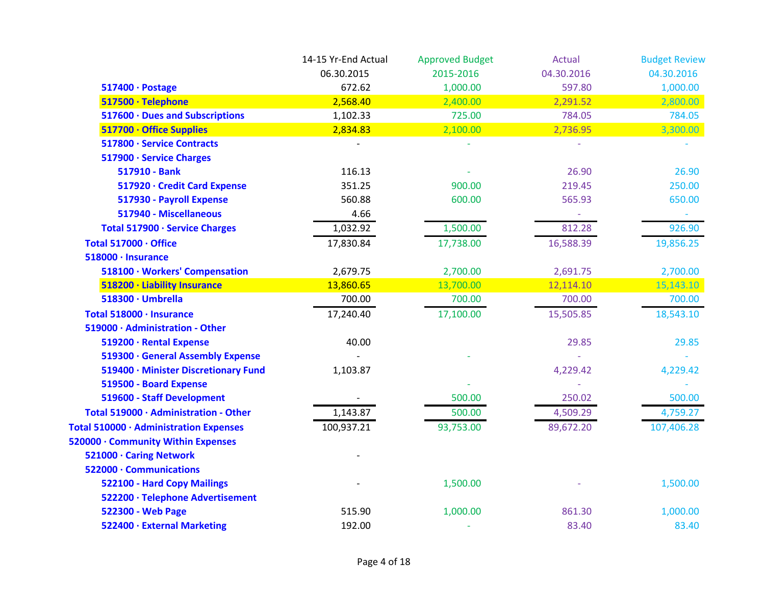| | 14-15 Yr-End Actual 06.30.2015 | Approved Budget 2015-2016 | Actual 04.30.2016 | Budget Review 04.30.2016 |
|---|---|---|---|---|
| **517400 · Postage** | 672.62 | 1,000.00 | 597.80 | 1,000.00 |
| **517500 · Telephone** | 2,568.40 | 2,400.00 | 2,291.52 | 2,800.00 |
| **517600 · Dues and Subscriptions** | 1,102.33 | 725.00 | 784.05 | 784.05 |
| **517700 · Office Supplies** | 2,834.83 | 2,100.00 | 2,736.95 | 3,300.00 |
| **517800 · Service Contracts** | - | - | - | - |
| **517900 · Service Charges** | | | | |
| **517910 - Bank** | 116.13 | - | 26.90 | 26.90 |
| **517920 · Credit Card Expense** | 351.25 | 900.00 | 219.45 | 250.00 |
| **517930 - Payroll Expense** | 560.88 | 600.00 | 565.93 | 650.00 |
| **517940 - Miscellaneous** | 4.66 | | - | - |
| **Total 517900 · Service Charges** | 1,032.92 | 1,500.00 | 812.28 | 926.90 |
| **Total 517000 · Office** | 17,830.84 | 17,738.00 | 16,588.39 | 19,856.25 |
| **518000 · Insurance** | | | | |
| **518100 · Workers' Compensation** | 2,679.75 | 2,700.00 | 2,691.75 | 2,700.00 |
| **518200 · Liability Insurance** | 13,860.65 | 13,700.00 | 12,114.10 | 15,143.10 |
| **518300 · Umbrella** | 700.00 | 700.00 | 700.00 | 700.00 |
| **Total 518000 · Insurance** | 17,240.40 | 17,100.00 | 15,505.85 | 18,543.10 |
| **519000 · Administration - Other** | | | | |
| **519200 · Rental Expense** | 40.00 | | 29.85 | 29.85 |
| **519300 · General Assembly Expense** | - | - | - | - |
| **519400 · Minister Discretionary Fund** | 1,103.87 | | 4,229.42 | 4,229.42 |
| **519500 - Board Expense** | | - | - | - |
| **519600 - Staff Development** | - | 500.00 | 250.02 | 500.00 |
| **Total 519000 · Administration - Other** | 1,143.87 | 500.00 | 4,509.29 | 4,759.27 |
| **Total 510000 · Administration Expenses** | 100,937.21 | 93,753.00 | 89,672.20 | 107,406.28 |
| **520000 · Community Within Expenses** | | | | |
| **521000 · Caring Network** | - | | | |
| **522000 · Communications** | | | | |
| **522100 - Hard Copy Mailings** | - | 1,500.00 | - | 1,500.00 |
| **522200 · Telephone Advertisement** | | | | |
| **522300 - Web Page** | 515.90 | 1,000.00 | 861.30 | 1,000.00 |
| **522400 · External Marketing** | 192.00 | - | 83.40 | 83.40 |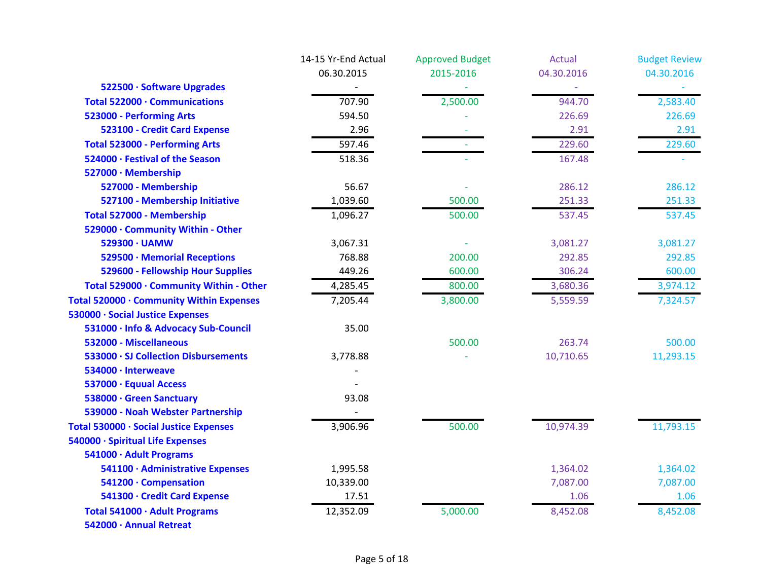| | 14-15 Yr-End Actual 06.30.2015 | Approved Budget 2015-2016 | Actual 04.30.2016 | Budget Review 04.30.2016 |
|---|---|---|---|---|
| 522500 · Software Upgrades | - | - | - | - |
| Total 522000 · Communications | 707.90 | 2,500.00 | 944.70 | 2,583.40 |
| 523000 - Performing Arts | 594.50 | - | 226.69 | 226.69 |
| 523100 - Credit Card Expense | 2.96 | - | 2.91 | 2.91 |
| Total 523000 - Performing Arts | 597.46 | - | 229.60 | 229.60 |
| 524000 · Festival of the Season | 518.36 | - | 167.48 | - |
| 527000 · Membership | | | | |
| 527000 - Membership | 56.67 | - | 286.12 | 286.12 |
| 527100 - Membership Initiative | 1,039.60 | 500.00 | 251.33 | 251.33 |
| Total 527000 - Membership | 1,096.27 | 500.00 | 537.45 | 537.45 |
| 529000 · Community Within - Other | | | | |
| 529300 · UAMW | 3,067.31 | - | 3,081.27 | 3,081.27 |
| 529500 · Memorial Receptions | 768.88 | 200.00 | 292.85 | 292.85 |
| 529600 - Fellowship Hour Supplies | 449.26 | 600.00 | 306.24 | 600.00 |
| Total 529000 · Community Within - Other | 4,285.45 | 800.00 | 3,680.36 | 3,974.12 |
| Total 520000 · Community Within Expenses | 7,205.44 | 3,800.00 | 5,559.59 | 7,324.57 |
| 530000 · Social Justice Expenses | | | | |
| 531000 · Info & Advocacy Sub-Council | 35.00 | | | |
| 532000 - Miscellaneous | | 500.00 | 263.74 | 500.00 |
| 533000 · SJ Collection Disbursements | 3,778.88 | - | 10,710.65 | 11,293.15 |
| 534000 · Interweave | - | | | |
| 537000 · Equual Access | - | | | |
| 538000 · Green Sanctuary | 93.08 | | | |
| 539000 - Noah Webster Partnership | - | | | |
| Total 530000 · Social Justice Expenses | 3,906.96 | 500.00 | 10,974.39 | 11,793.15 |
| 540000 · Spiritual Life Expenses | | | | |
| 541000 · Adult Programs | | | | |
| 541100 · Administrative Expenses | 1,995.58 | | 1,364.02 | 1,364.02 |
| 541200 · Compensation | 10,339.00 | | 7,087.00 | 7,087.00 |
| 541300 · Credit Card Expense | 17.51 | | 1.06 | 1.06 |
| Total 541000 · Adult Programs | 12,352.09 | 5,000.00 | 8,452.08 | 8,452.08 |
| 542000 · Annual Retreat | | | | |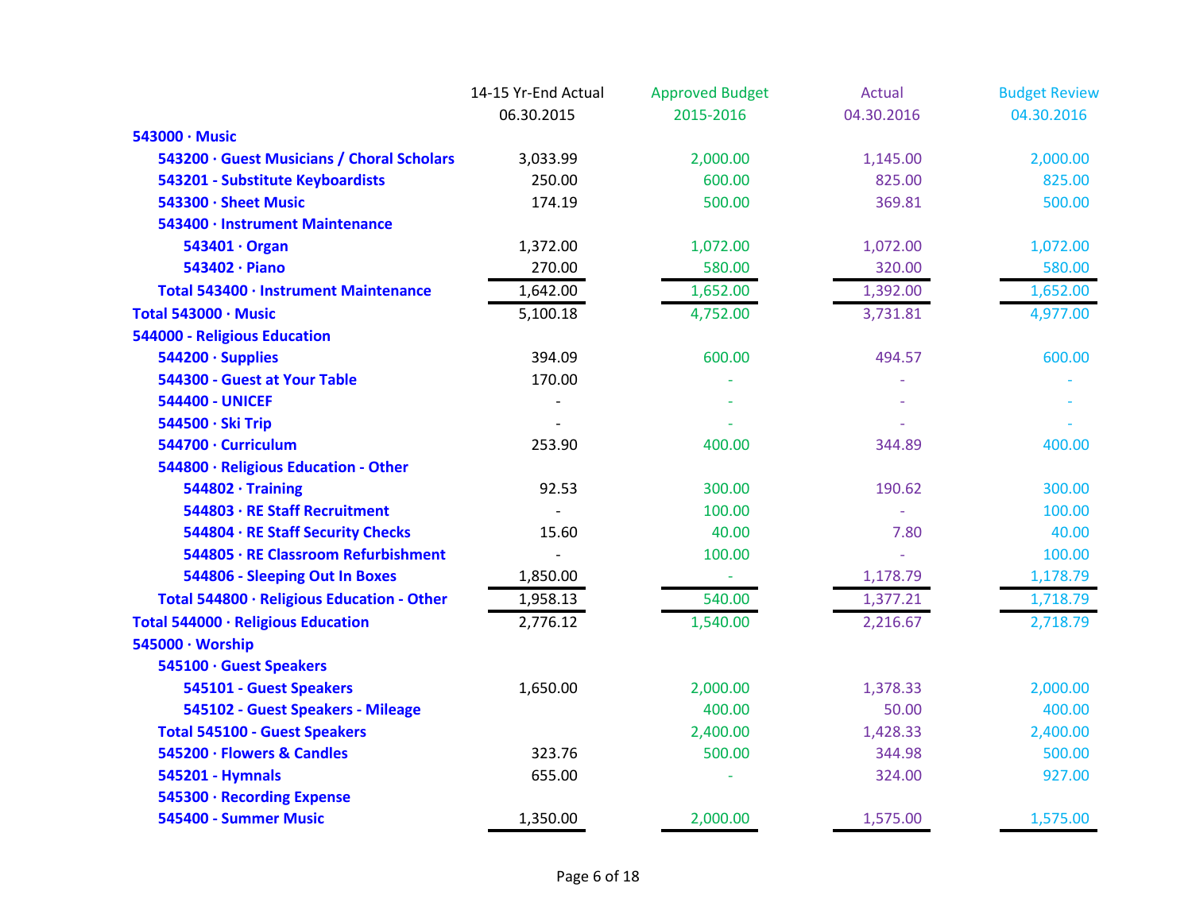| | 14-15 Yr-End Actual 06.30.2015 | Approved Budget 2015-2016 | Actual 04.30.2016 | Budget Review 04.30.2016 |
|---|---|---|---|---|
| **543000 · Music** | | | | |
| **543200 · Guest Musicians / Choral Scholars** | 3,033.99 | 2,000.00 | 1,145.00 | 2,000.00 |
| **543201 - Substitute Keyboardists** | 250.00 | 600.00 | 825.00 | 825.00 |
| **543300 · Sheet Music** | 174.19 | 500.00 | 369.81 | 500.00 |
| **543400 · Instrument Maintenance** | | | | |
| **543401 · Organ** | 1,372.00 | 1,072.00 | 1,072.00 | 1,072.00 |
| **543402 · Piano** | 270.00 | 580.00 | 320.00 | 580.00 |
| **Total 543400 · Instrument Maintenance** | 1,642.00 | 1,652.00 | 1,392.00 | 1,652.00 |
| **Total 543000 · Music** | 5,100.18 | 4,752.00 | 3,731.81 | 4,977.00 |
| **544000 - Religious Education** | | | | |
| **544200 · Supplies** | 394.09 | 600.00 | 494.57 | 600.00 |
| **544300 - Guest at Your Table** | 170.00 | - | - | - |
| **544400 - UNICEF** | - | - | - | - |
| **544500 · Ski Trip** | - | - | - | - |
| **544700 · Curriculum** | 253.90 | 400.00 | 344.89 | 400.00 |
| **544800 · Religious Education - Other** | | | | |
| **544802 · Training** | 92.53 | 300.00 | 190.62 | 300.00 |
| **544803 · RE Staff Recruitment** | - | 100.00 | - | 100.00 |
| **544804 · RE Staff Security Checks** | 15.60 | 40.00 | 7.80 | 40.00 |
| **544805 · RE Classroom Refurbishment** | - | 100.00 | - | 100.00 |
| **544806 - Sleeping Out In Boxes** | 1,850.00 | - | 1,178.79 | 1,178.79 |
| **Total 544800 · Religious Education - Other** | 1,958.13 | 540.00 | 1,377.21 | 1,718.79 |
| **Total 544000 · Religious Education** | 2,776.12 | 1,540.00 | 2,216.67 | 2,718.79 |
| **545000 · Worship** | | | | |
| **545100 · Guest Speakers** | | | | |
| **545101 - Guest Speakers** | 1,650.00 | 2,000.00 | 1,378.33 | 2,000.00 |
| **545102 - Guest Speakers - Mileage** | | 400.00 | 50.00 | 400.00 |
| **Total 545100 - Guest Speakers** | | 2,400.00 | 1,428.33 | 2,400.00 |
| **545200 · Flowers & Candles** | 323.76 | 500.00 | 344.98 | 500.00 |
| **545201 - Hymnals** | 655.00 | - | 324.00 | 927.00 |
| **545300 · Recording Expense** | | | | |
| **545400 - Summer Music** | 1,350.00 | 2,000.00 | 1,575.00 | 1,575.00 |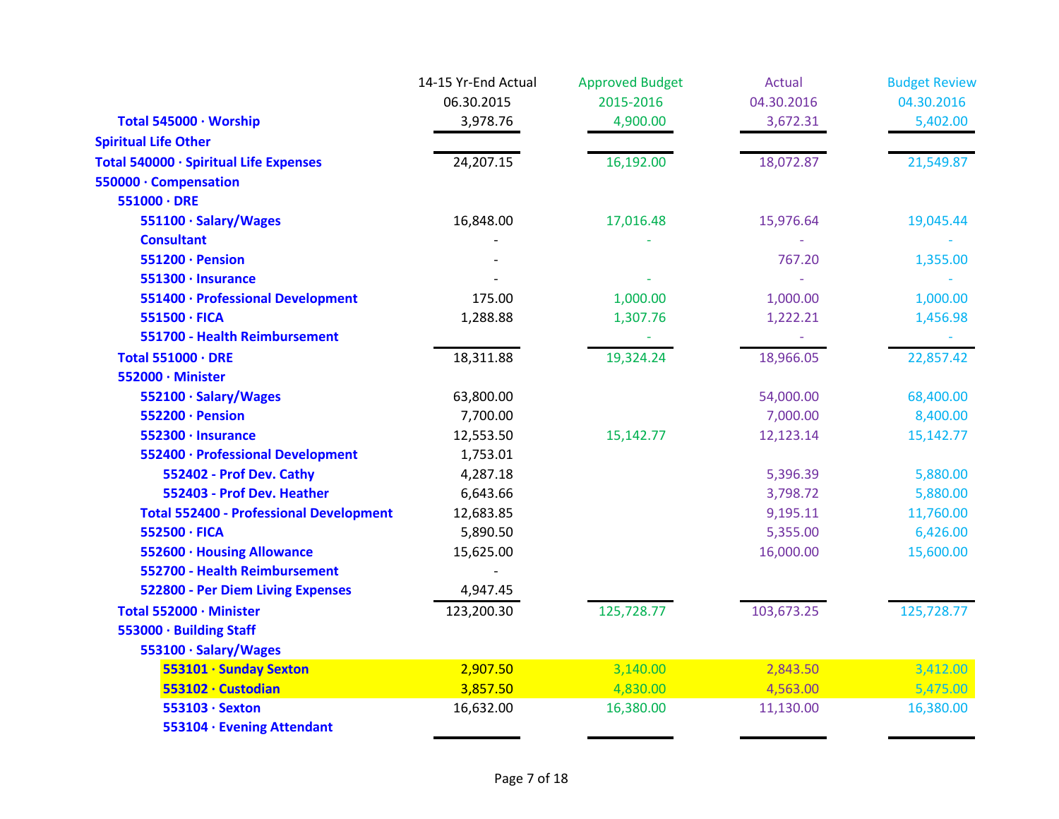| | 14-15 Yr-End Actual 06.30.2015 | Approved Budget 2015-2016 | Actual 04.30.2016 | Budget Review 04.30.2016 |
|---|---|---|---|---|
| **Total 545000 · Worship** | 3,978.76 | 4,900.00 | 3,672.31 | 5,402.00 |
| **Spiritual Life Other** | | | | |
| **Total 540000 · Spiritual Life Expenses** | 24,207.15 | 16,192.00 | 18,072.87 | 21,549.87 |
| **550000 · Compensation** | | | | |
| **551000 · DRE** | | | | |
| **551100 · Salary/Wages** | 16,848.00 | 17,016.48 | 15,976.64 | 19,045.44 |
| **Consultant** | - | - | - | - |
| **551200 · Pension** | - | | 767.20 | 1,355.00 |
| **551300 · Insurance** | - | - | - | - |
| **551400 · Professional Development** | 175.00 | 1,000.00 | 1,000.00 | 1,000.00 |
| **551500 · FICA** | 1,288.88 | 1,307.76 | 1,222.21 | 1,456.98 |
| **551700 - Health Reimbursement** | | - | - | - |
| **Total 551000 · DRE** | 18,311.88 | 19,324.24 | 18,966.05 | 22,857.42 |
| **552000 · Minister** | | | | |
| **552100 · Salary/Wages** | 63,800.00 | | 54,000.00 | 68,400.00 |
| **552200 · Pension** | 7,700.00 | | 7,000.00 | 8,400.00 |
| **552300 · Insurance** | 12,553.50 | 15,142.77 | 12,123.14 | 15,142.77 |
| **552400 · Professional Development** | 1,753.01 | | | |
| **552402 - Prof Dev. Cathy** | 4,287.18 | | 5,396.39 | 5,880.00 |
| **552403 - Prof Dev. Heather** | 6,643.66 | | 3,798.72 | 5,880.00 |
| **Total 552400 - Professional Development** | 12,683.85 | | 9,195.11 | 11,760.00 |
| **552500 · FICA** | 5,890.50 | | 5,355.00 | 6,426.00 |
| **552600 · Housing Allowance** | 15,625.00 | | 16,000.00 | 15,600.00 |
| **552700 - Health Reimbursement** | - | | | |
| **522800 - Per Diem Living Expenses** | 4,947.45 | | | |
| **Total 552000 · Minister** | 123,200.30 | 125,728.77 | 103,673.25 | 125,728.77 |
| **553000 · Building Staff** | | | | |
| **553100 · Salary/Wages** | | | | |
| **553101 · Sunday Sexton** | 2,907.50 | 3,140.00 | 2,843.50 | 3,412.00 |
| **553102 · Custodian** | 3,857.50 | 4,830.00 | 4,563.00 | 5,475.00 |
| **553103 · Sexton** | 16,632.00 | 16,380.00 | 11,130.00 | 16,380.00 |
| **553104 · Evening Attendant** | | | | |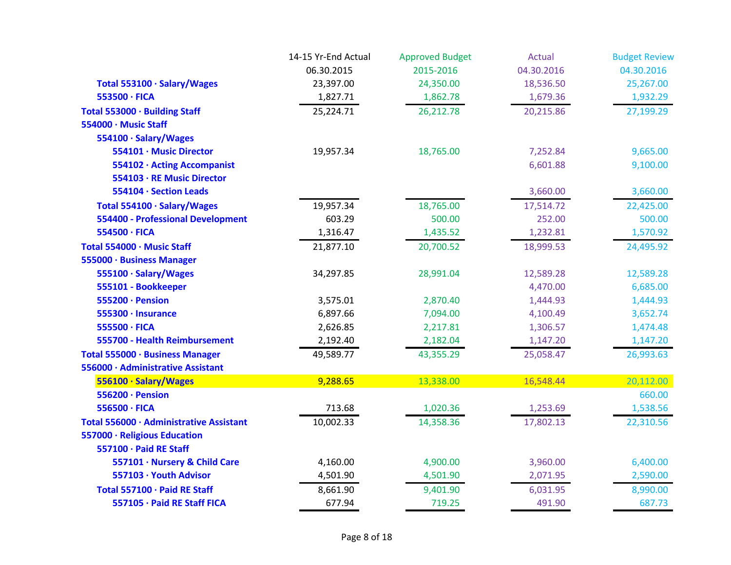| | 14-15 Yr-End Actual 06.30.2015 | Approved Budget 2015-2016 | Actual 04.30.2016 | Budget Review 04.30.2016 |
|---|---|---|---|---|
| **Total 553100 · Salary/Wages** | 23,397.00 | 24,350.00 | 18,536.50 | 25,267.00 |
| **553500 · FICA** | 1,827.71 | 1,862.78 | 1,679.36 | 1,932.29 |
| **Total 553000 · Building Staff** | 25,224.71 | 26,212.78 | 20,215.86 | 27,199.29 |
| **554000 · Music Staff** | | | | |
| **554100 · Salary/Wages** | | | | |
| **554101 · Music Director** | 19,957.34 | 18,765.00 | 7,252.84 | 9,665.00 |
| **554102 · Acting Accompanist** | | | 6,601.88 | 9,100.00 |
| **554103 · RE Music Director** | | | | |
| **554104 · Section Leads** | | | 3,660.00 | 3,660.00 |
| **Total 554100 · Salary/Wages** | 19,957.34 | 18,765.00 | 17,514.72 | 22,425.00 |
| **554400 - Professional Development** | 603.29 | 500.00 | 252.00 | 500.00 |
| **554500 · FICA** | 1,316.47 | 1,435.52 | 1,232.81 | 1,570.92 |
| **Total 554000 · Music Staff** | 21,877.10 | 20,700.52 | 18,999.53 | 24,495.92 |
| **555000 · Business Manager** | | | | |
| **555100 · Salary/Wages** | 34,297.85 | 28,991.04 | 12,589.28 | 12,589.28 |
| **555101 - Bookkeeper** | | | 4,470.00 | 6,685.00 |
| **555200 · Pension** | 3,575.01 | 2,870.40 | 1,444.93 | 1,444.93 |
| **555300 · Insurance** | 6,897.66 | 7,094.00 | 4,100.49 | 3,652.74 |
| **555500 · FICA** | 2,626.85 | 2,217.81 | 1,306.57 | 1,474.48 |
| **555700 - Health Reimbursement** | 2,192.40 | 2,182.04 | 1,147.20 | 1,147.20 |
| **Total 555000 · Business Manager** | 49,589.77 | 43,355.29 | 25,058.47 | 26,993.63 |
| **556000 · Administrative Assistant** | | | | |
| **556100 · Salary/Wages** | 9,288.65 | 13,338.00 | 16,548.44 | 20,112.00 |
| **556200 · Pension** | | | | 660.00 |
| **556500 · FICA** | 713.68 | 1,020.36 | 1,253.69 | 1,538.56 |
| **Total 556000 · Administrative Assistant** | 10,002.33 | 14,358.36 | 17,802.13 | 22,310.56 |
| **557000 · Religious Education** | | | | |
| **557100 · Paid RE Staff** | | | | |
| **557101 · Nursery & Child Care** | 4,160.00 | 4,900.00 | 3,960.00 | 6,400.00 |
| **557103 · Youth Advisor** | 4,501.90 | 4,501.90 | 2,071.95 | 2,590.00 |
| **Total 557100 · Paid RE Staff** | 8,661.90 | 9,401.90 | 6,031.95 | 8,990.00 |
| **557105 · Paid RE Staff FICA** | 677.94 | 719.25 | 491.90 | 687.73 |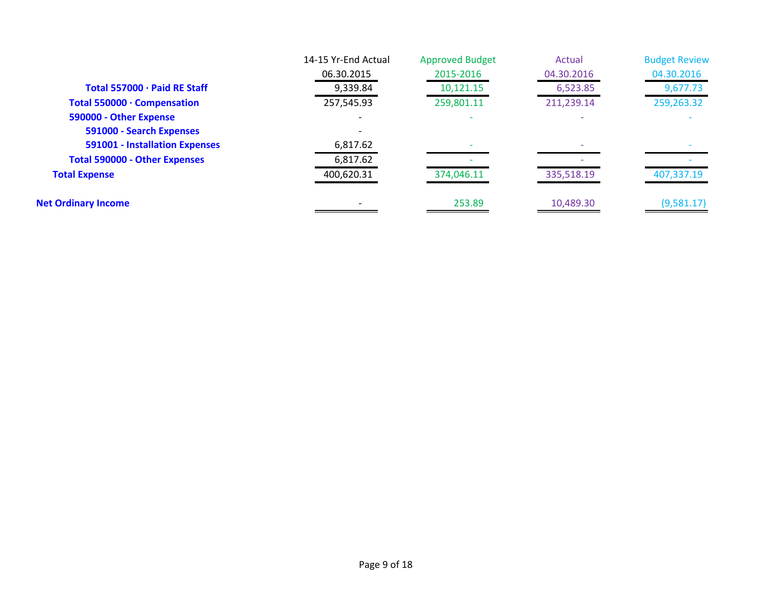| | 14-15 Yr-End Actual<br>06.30.2015 | Approved Budget<br>2015-2016 | Actual<br>04.30.2016 | Budget Review<br>04.30.2016 |
|---|---|---|---|---|
| **Total 557000 · Paid RE Staff** | 9,339.84 | 10,121.15 | 6,523.85 | 9,677.73 |
| **Total 550000 · Compensation** | 257,545.93 | 259,801.11 | 211,239.14 | 259,263.32 |
| **590000 - Other Expense** | - | - | - | - |
| **591000 - Search Expenses** | - | | | |
| **591001 - Installation Expenses** | 6,817.62 | - | - | - |
| **Total 590000 - Other Expenses** | 6,817.62 | - | - | - |
| **Total Expense** | 400,620.31 | 374,046.11 | 335,518.19 | 407,337.19 |
| **Net Ordinary Income** | - | 253.89 | 10,489.30 | (9,581.17) |